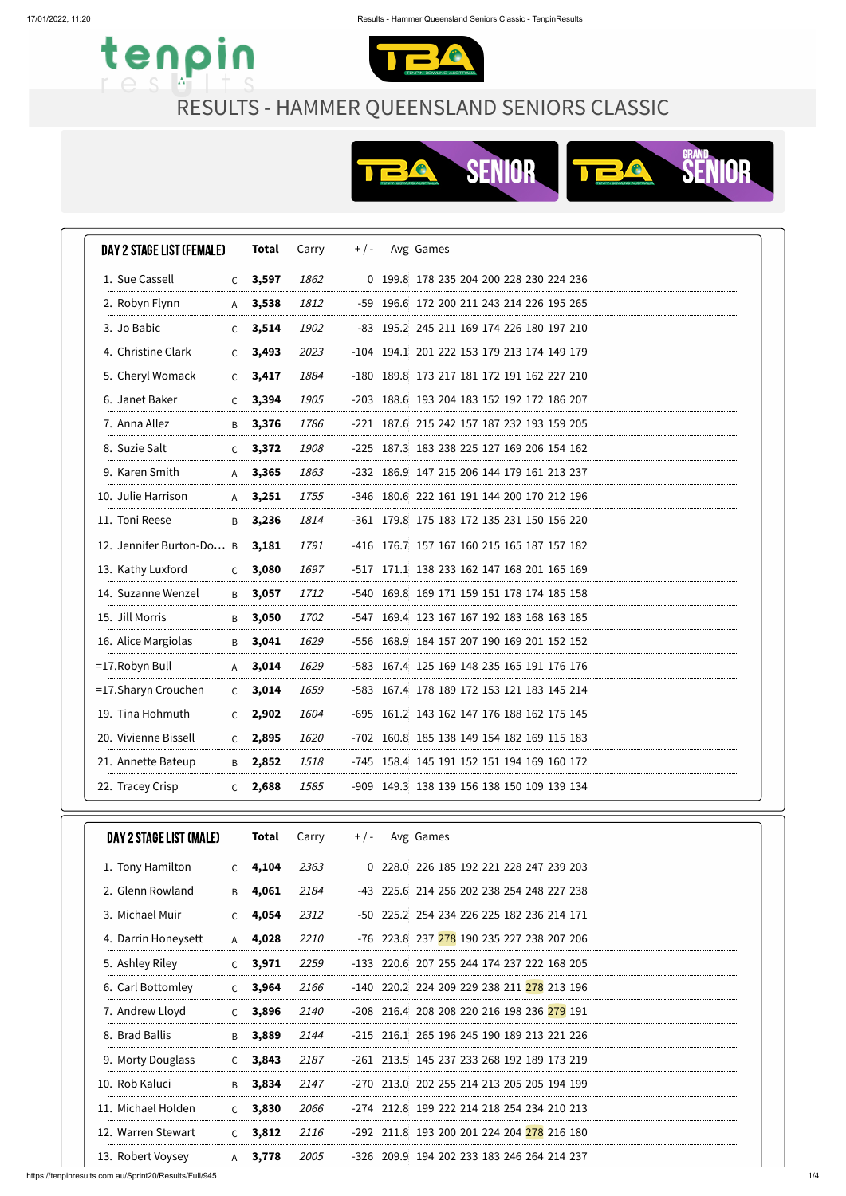# RESULTS - HAMMER QUEENSLAND SENIORS CLASSIC

| DAY 2 STAGE LIST (FEMALE) | | Total | Carry | + / - | Avg | Games |
|---|---|---|---|---|---|---|
| 1. Sue Cassell | C | **3,597** | *1862* | 0 | 199.8 | 178 235 204 200 228 230 224 236 |
| 2. Robyn Flynn | A | **3,538** | *1812* | -59 | 196.6 | 172 200 211 243 214 226 195 265 |
| 3. Jo Babic | C | **3,514** | *1902* | -83 | 195.2 | 245 211 169 174 226 180 197 210 |
| 4. Christine Clark | C | **3,493** | *2023* | -104 | 194.1 | 201 222 153 179 213 174 149 179 |
| 5. Cheryl Womack | C | **3,417** | *1884* | -180 | 189.8 | 173 217 181 172 191 162 227 210 |
| 6. Janet Baker | C | **3,394** | *1905* | -203 | 188.6 | 193 204 183 152 192 172 186 207 |
| 7. Anna Allez | B | **3,376** | *1786* | -221 | 187.6 | 215 242 157 187 232 193 159 205 |
| 8. Suzie Salt | C | **3,372** | *1908* | -225 | 187.3 | 183 238 225 127 169 206 154 162 |
| 9. Karen Smith | A | **3,365** | *1863* | -232 | 186.9 | 147 215 206 144 179 161 213 237 |
| 10. Julie Harrison | A | **3,251** | *1755* | -346 | 180.6 | 222 161 191 144 200 170 212 196 |
| 11. Toni Reese | B | **3,236** | *1814* | -361 | 179.8 | 175 183 172 135 231 150 156 220 |
| 12. Jennifer Burton-Do… | B | **3,181** | *1791* | -416 | 176.7 | 157 167 160 215 165 187 157 182 |
| 13. Kathy Luxford | C | **3,080** | *1697* | -517 | 171.1 | 138 233 162 147 168 201 165 169 |
| 14. Suzanne Wenzel | B | **3,057** | *1712* | -540 | 169.8 | 169 171 159 151 178 174 185 158 |
| 15. Jill Morris | B | **3,050** | *1702* | -547 | 169.4 | 123 167 167 192 183 168 163 185 |
| 16. Alice Margiolas | B | **3,041** | *1629* | -556 | 168.9 | 184 157 207 190 169 201 152 152 |
| =17.Robyn Bull | A | **3,014** | *1629* | -583 | 167.4 | 125 169 148 235 165 191 176 176 |
| =17.Sharyn Crouchen | C | **3,014** | *1659* | -583 | 167.4 | 178 189 172 153 121 183 145 214 |
| 19. Tina Hohmuth | C | **2,902** | *1604* | -695 | 161.2 | 143 162 147 176 188 162 175 145 |
| 20. Vivienne Bissell | C | **2,895** | *1620* | -702 | 160.8 | 185 138 149 154 182 169 115 183 |
| 21. Annette Bateup | B | **2,852** | *1518* | -745 | 158.4 | 145 191 152 151 194 169 160 172 |
| 22. Tracey Crisp | C | **2,688** | *1585* | -909 | 149.3 | 138 139 156 138 150 109 139 134 |

| DAY 2 STAGE LIST (MALE) | | Total | Carry | + / - | Avg | Games |
|---|---|---|---|---|---|---|
| 1. Tony Hamilton | C | **4,104** | *2363* | 0 | 228.0 | 226 185 192 221 228 247 239 203 |
| 2. Glenn Rowland | B | **4,061** | *2184* | -43 | 225.6 | 214 256 202 238 254 248 227 238 |
| 3. Michael Muir | C | **4,054** | *2312* | -50 | 225.2 | 254 234 226 225 182 236 214 171 |
| 4. Darrin Honeysett | A | **4,028** | *2210* | -76 | 223.8 | 237 278 190 235 227 238 207 206 |
| 5. Ashley Riley | C | **3,971** | *2259* | -133 | 220.6 | 207 255 244 174 237 222 168 205 |
| 6. Carl Bottomley | C | **3,964** | *2166* | -140 | 220.2 | 224 209 229 238 211 278 213 196 |
| 7. Andrew Lloyd | C | **3,896** | *2140* | -208 | 216.4 | 208 208 220 216 198 236 279 191 |
| 8. Brad Ballis | B | **3,889** | *2144* | -215 | 216.1 | 265 196 245 190 189 213 221 226 |
| 9. Morty Douglass | C | **3,843** | *2187* | -261 | 213.5 | 145 237 233 268 192 189 173 219 |
| 10. Rob Kaluci | B | **3,834** | *2147* | -270 | 213.0 | 202 255 214 213 205 205 194 199 |
| 11. Michael Holden | C | **3,830** | *2066* | -274 | 212.8 | 199 222 214 218 254 234 210 213 |
| 12. Warren Stewart | C | **3,812** | *2116* | -292 | 211.8 | 193 200 201 224 204 278 216 180 |
| 13. Robert Voysey | A | **3,778** | *2005* | -326 | 209.9 | 194 202 233 183 246 264 214 237 |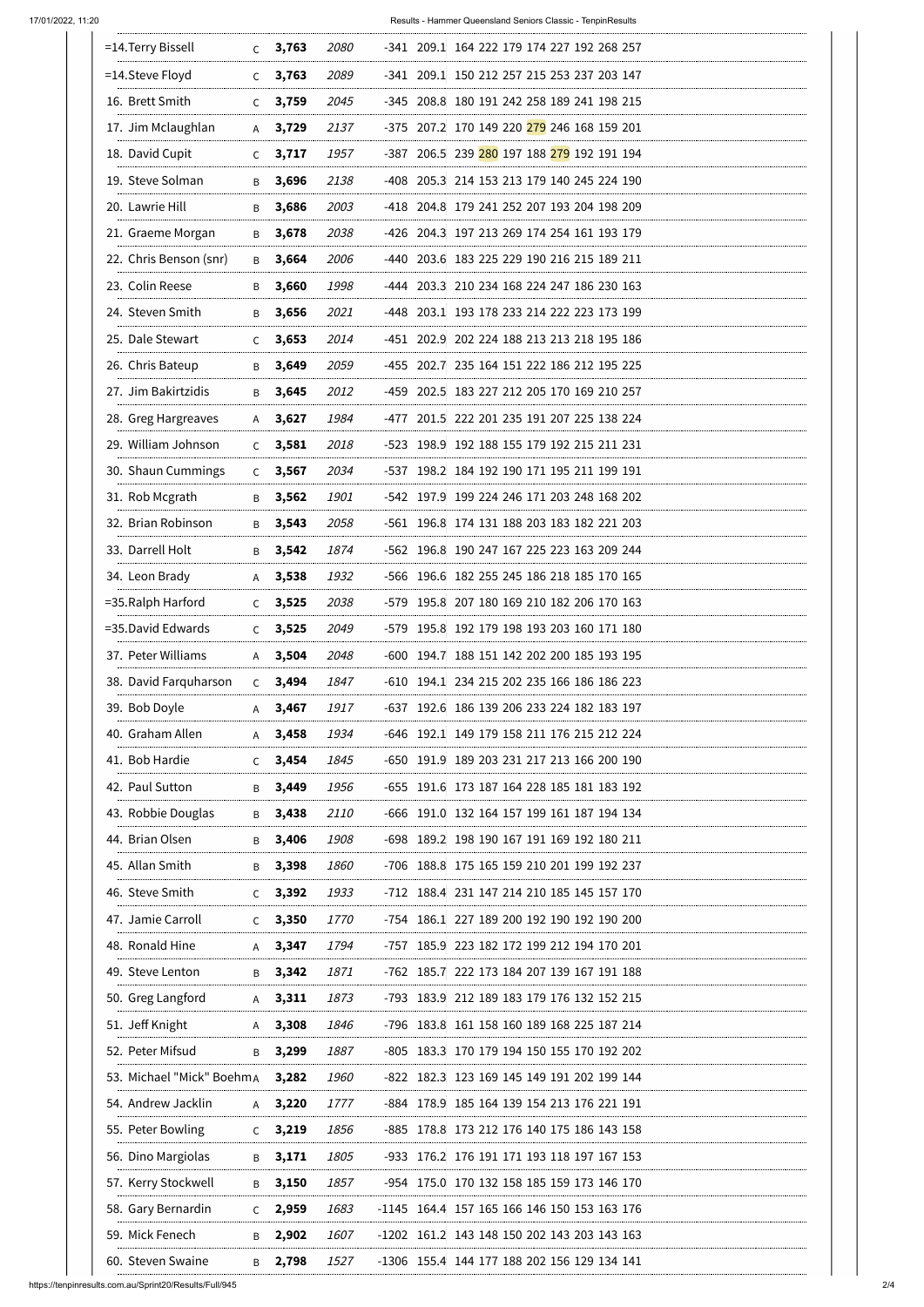| | | | | | | | | | | | | | |
|---|---|---|---|---|---|---|---|---|---|---|---|---|---|
| =14.Terry Bissell | C | **3,763** | *2080* | -341 | 209.1 | 164 | 222 | 179 | 174 | 227 | 192 | 268 | 257 |
| =14.Steve Floyd | C | **3,763** | *2089* | -341 | 209.1 | 150 | 212 | 257 | 215 | 253 | 237 | 203 | 147 |
| 16. Brett Smith | C | **3,759** | *2045* | -345 | 208.8 | 180 | 191 | 242 | 258 | 189 | 241 | 198 | 215 |
| 17. Jim Mclaughlan | A | **3,729** | *2137* | -375 | 207.2 | 170 | 149 | 220 | 279 | 246 | 168 | 159 | 201 |
| 18. David Cupit | C | **3,717** | *1957* | -387 | 206.5 | 239 | 280 | 197 | 188 | 279 | 192 | 191 | 194 |
| 19. Steve Solman | B | **3,696** | *2138* | -408 | 205.3 | 214 | 153 | 213 | 179 | 140 | 245 | 224 | 190 |
| 20. Lawrie Hill | B | **3,686** | *2003* | -418 | 204.8 | 179 | 241 | 252 | 207 | 193 | 204 | 198 | 209 |
| 21. Graeme Morgan | B | **3,678** | *2038* | -426 | 204.3 | 197 | 213 | 269 | 174 | 254 | 161 | 193 | 179 |
| 22. Chris Benson (snr) | B | **3,664** | *2006* | -440 | 203.6 | 183 | 225 | 229 | 190 | 216 | 215 | 189 | 211 |
| 23. Colin Reese | B | **3,660** | *1998* | -444 | 203.3 | 210 | 234 | 168 | 224 | 247 | 186 | 230 | 163 |
| 24. Steven Smith | B | **3,656** | *2021* | -448 | 203.1 | 193 | 178 | 233 | 214 | 222 | 223 | 173 | 199 |
| 25. Dale Stewart | C | **3,653** | *2014* | -451 | 202.9 | 202 | 224 | 188 | 213 | 213 | 218 | 195 | 186 |
| 26. Chris Bateup | B | **3,649** | *2059* | -455 | 202.7 | 235 | 164 | 151 | 222 | 186 | 212 | 195 | 225 |
| 27. Jim Bakirtzidis | B | **3,645** | *2012* | -459 | 202.5 | 183 | 227 | 212 | 205 | 170 | 169 | 210 | 257 |
| 28. Greg Hargreaves | A | **3,627** | *1984* | -477 | 201.5 | 222 | 201 | 235 | 191 | 207 | 225 | 138 | 224 |
| 29. William Johnson | C | **3,581** | *2018* | -523 | 198.9 | 192 | 188 | 155 | 179 | 192 | 215 | 211 | 231 |
| 30. Shaun Cummings | C | **3,567** | *2034* | -537 | 198.2 | 184 | 192 | 190 | 171 | 195 | 211 | 199 | 191 |
| 31. Rob Mcgrath | B | **3,562** | *1901* | -542 | 197.9 | 199 | 224 | 246 | 171 | 203 | 248 | 168 | 202 |
| 32. Brian Robinson | B | **3,543** | *2058* | -561 | 196.8 | 174 | 131 | 188 | 203 | 183 | 182 | 221 | 203 |
| 33. Darrell Holt | B | **3,542** | *1874* | -562 | 196.8 | 190 | 247 | 167 | 225 | 223 | 163 | 209 | 244 |
| 34. Leon Brady | A | **3,538** | *1932* | -566 | 196.6 | 182 | 255 | 245 | 186 | 218 | 185 | 170 | 165 |
| =35.Ralph Harford | C | **3,525** | *2038* | -579 | 195.8 | 207 | 180 | 169 | 210 | 182 | 206 | 170 | 163 |
| =35.David Edwards | C | **3,525** | *2049* | -579 | 195.8 | 192 | 179 | 198 | 193 | 203 | 160 | 171 | 180 |
| 37. Peter Williams | A | **3,504** | *2048* | -600 | 194.7 | 188 | 151 | 142 | 202 | 200 | 185 | 193 | 195 |
| 38. David Farquharson | C | **3,494** | *1847* | -610 | 194.1 | 234 | 215 | 202 | 235 | 166 | 186 | 186 | 223 |
| 39. Bob Doyle | A | **3,467** | *1917* | -637 | 192.6 | 186 | 139 | 206 | 233 | 224 | 182 | 183 | 197 |
| 40. Graham Allen | A | **3,458** | *1934* | -646 | 192.1 | 149 | 179 | 158 | 211 | 176 | 215 | 212 | 224 |
| 41. Bob Hardie | C | **3,454** | *1845* | -650 | 191.9 | 189 | 203 | 231 | 217 | 213 | 166 | 200 | 190 |
| 42. Paul Sutton | B | **3,449** | *1956* | -655 | 191.6 | 173 | 187 | 164 | 228 | 185 | 181 | 183 | 192 |
| 43. Robbie Douglas | B | **3,438** | *2110* | -666 | 191.0 | 132 | 164 | 157 | 199 | 161 | 187 | 194 | 134 |
| 44. Brian Olsen | B | **3,406** | *1908* | -698 | 189.2 | 198 | 190 | 167 | 191 | 169 | 192 | 180 | 211 |
| 45. Allan Smith | B | **3,398** | *1860* | -706 | 188.8 | 175 | 165 | 159 | 210 | 201 | 199 | 192 | 237 |
| 46. Steve Smith | C | **3,392** | *1933* | -712 | 188.4 | 231 | 147 | 214 | 210 | 185 | 145 | 157 | 170 |
| 47. Jamie Carroll | C | **3,350** | *1770* | -754 | 186.1 | 227 | 189 | 200 | 192 | 190 | 192 | 190 | 200 |
| 48. Ronald Hine | A | **3,347** | *1794* | -757 | 185.9 | 223 | 182 | 172 | 199 | 212 | 194 | 170 | 201 |
| 49. Steve Lenton | B | **3,342** | *1871* | -762 | 185.7 | 222 | 173 | 184 | 207 | 139 | 167 | 191 | 188 |
| 50. Greg Langford | A | **3,311** | *1873* | -793 | 183.9 | 212 | 189 | 183 | 179 | 176 | 132 | 152 | 215 |
| 51. Jeff Knight | A | **3,308** | *1846* | -796 | 183.8 | 161 | 158 | 160 | 189 | 168 | 225 | 187 | 214 |
| 52. Peter Mifsud | B | **3,299** | *1887* | -805 | 183.3 | 170 | 179 | 194 | 150 | 155 | 170 | 192 | 202 |
| 53. Michael "Mick" Boehm | A | **3,282** | *1960* | -822 | 182.3 | 123 | 169 | 145 | 149 | 191 | 202 | 199 | 144 |
| 54. Andrew Jacklin | A | **3,220** | *1777* | -884 | 178.9 | 185 | 164 | 139 | 154 | 213 | 176 | 221 | 191 |
| 55. Peter Bowling | C | **3,219** | *1856* | -885 | 178.8 | 173 | 212 | 176 | 140 | 175 | 186 | 143 | 158 |
| 56. Dino Margiolas | B | **3,171** | *1805* | -933 | 176.2 | 176 | 191 | 171 | 193 | 118 | 197 | 167 | 153 |
| 57. Kerry Stockwell | B | **3,150** | *1857* | -954 | 175.0 | 170 | 132 | 158 | 185 | 159 | 173 | 146 | 170 |
| 58. Gary Bernardin | C | **2,959** | *1683* | -1145 | 164.4 | 157 | 165 | 166 | 146 | 150 | 153 | 163 | 176 |
| 59. Mick Fenech | B | **2,902** | *1607* | -1202 | 161.2 | 143 | 148 | 150 | 202 | 143 | 203 | 143 | 163 |
| 60. Steven Swaine | B | **2,798** | *1527* | -1306 | 155.4 | 144 | 177 | 188 | 202 | 156 | 129 | 134 | 141 |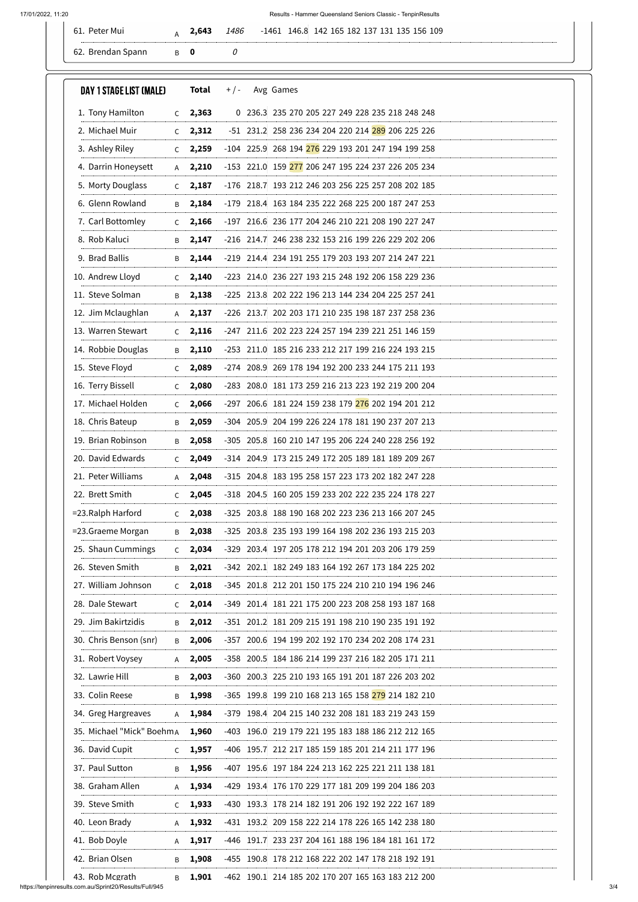| | | Total | +/- | Avg | Games |
|---|---|---|---|---|---|
| 61. Peter Mui | A | **2,643** | *1486* | -1461 146.8 | 142 165 182 137 131 135 156 109 |
| 62. Brendan Spann | B | **0** | *0* | | |

| DAY 1 STAGE LIST (MALE) | | Total | +/- | Avg | Games |
|---|---|---|---|---|---|
| 1. Tony Hamilton | C | **2,363** | 0 | 236.3 | 235 270 205 227 249 228 235 218 248 248 |
| 2. Michael Muir | C | **2,312** | -51 | 231.2 | 258 236 234 204 220 214 289 206 225 226 |
| 3. Ashley Riley | C | **2,259** | -104 | 225.9 | 268 194 276 229 193 201 247 194 199 258 |
| 4. Darrin Honeysett | A | **2,210** | -153 | 221.0 | 159 277 206 247 195 224 237 226 205 234 |
| 5. Morty Douglass | C | **2,187** | -176 | 218.7 | 193 212 246 203 256 225 257 208 202 185 |
| 6. Glenn Rowland | B | **2,184** | -179 | 218.4 | 163 184 235 222 268 225 200 187 247 253 |
| 7. Carl Bottomley | C | **2,166** | -197 | 216.6 | 236 177 204 246 210 221 208 190 227 247 |
| 8. Rob Kaluci | B | **2,147** | -216 | 214.7 | 246 238 232 153 216 199 226 229 202 206 |
| 9. Brad Ballis | B | **2,144** | -219 | 214.4 | 234 191 255 179 203 193 207 214 247 221 |
| 10. Andrew Lloyd | C | **2,140** | -223 | 214.0 | 236 227 193 215 248 192 206 158 229 236 |
| 11. Steve Solman | B | **2,138** | -225 | 213.8 | 202 222 196 213 144 234 204 225 257 241 |
| 12. Jim Mclaughlan | A | **2,137** | -226 | 213.7 | 202 203 171 210 235 198 187 237 258 236 |
| 13. Warren Stewart | C | **2,116** | -247 | 211.6 | 202 223 224 257 194 239 221 251 146 159 |
| 14. Robbie Douglas | B | **2,110** | -253 | 211.0 | 185 216 233 212 217 199 216 224 193 215 |
| 15. Steve Floyd | C | **2,089** | -274 | 208.9 | 269 178 194 192 200 233 244 175 211 193 |
| 16. Terry Bissell | C | **2,080** | -283 | 208.0 | 181 173 259 216 213 223 192 219 200 204 |
| 17. Michael Holden | C | **2,066** | -297 | 206.6 | 181 224 159 238 179 276 202 194 201 212 |
| 18. Chris Bateup | B | **2,059** | -304 | 205.9 | 204 199 226 224 178 181 190 237 207 213 |
| 19. Brian Robinson | B | **2,058** | -305 | 205.8 | 160 210 147 195 206 224 240 228 256 192 |
| 20. David Edwards | C | **2,049** | -314 | 204.9 | 173 215 249 172 205 189 181 189 209 267 |
| 21. Peter Williams | A | **2,048** | -315 | 204.8 | 183 195 258 157 223 173 202 182 247 228 |
| 22. Brett Smith | C | **2,045** | -318 | 204.5 | 160 205 159 233 202 222 235 224 178 227 |
| =23.Ralph Harford | C | **2,038** | -325 | 203.8 | 188 190 168 202 223 236 213 166 207 245 |
| =23.Graeme Morgan | B | **2,038** | -325 | 203.8 | 235 193 199 164 198 202 236 193 215 203 |
| 25. Shaun Cummings | C | **2,034** | -329 | 203.4 | 197 205 178 212 194 201 203 206 179 259 |
| 26. Steven Smith | B | **2,021** | -342 | 202.1 | 182 249 183 164 192 267 173 184 225 202 |
| 27. William Johnson | C | **2,018** | -345 | 201.8 | 212 201 150 175 224 210 210 194 196 246 |
| 28. Dale Stewart | C | **2,014** | -349 | 201.4 | 181 221 175 200 223 208 258 193 187 168 |
| 29. Jim Bakirtzidis | B | **2,012** | -351 | 201.2 | 181 209 215 191 198 210 190 235 191 192 |
| 30. Chris Benson (snr) | B | **2,006** | -357 | 200.6 | 194 199 202 192 170 234 202 208 174 231 |
| 31. Robert Voysey | A | **2,005** | -358 | 200.5 | 184 186 214 199 237 216 182 205 171 211 |
| 32. Lawrie Hill | B | **2,003** | -360 | 200.3 | 225 210 193 165 191 201 187 226 203 202 |
| 33. Colin Reese | B | **1,998** | -365 | 199.8 | 199 210 168 213 165 158 279 214 182 210 |
| 34. Greg Hargreaves | A | **1,984** | -379 | 198.4 | 204 215 140 232 208 181 183 219 243 159 |
| 35. Michael "Mick" Boehm | A | **1,960** | -403 | 196.0 | 219 179 221 195 183 188 186 212 212 165 |
| 36. David Cupit | C | **1,957** | -406 | 195.7 | 212 217 185 159 185 201 214 211 177 196 |
| 37. Paul Sutton | B | **1,956** | -407 | 195.6 | 197 184 224 213 162 225 221 211 138 181 |
| 38. Graham Allen | A | **1,934** | -429 | 193.4 | 176 170 229 177 181 209 199 204 186 203 |
| 39. Steve Smith | C | **1,933** | -430 | 193.3 | 178 214 182 191 206 192 192 222 167 189 |
| 40. Leon Brady | A | **1,932** | -431 | 193.2 | 209 158 222 214 178 226 165 142 238 180 |
| 41. Bob Doyle | A | **1,917** | -446 | 191.7 | 233 237 204 161 188 196 184 181 161 172 |
| 42. Brian Olsen | B | **1,908** | -455 | 190.8 | 178 212 168 222 202 147 178 218 192 191 |
| 43. Rob Mcgrath | B | **1,901** | -462 | 190.1 | 214 185 202 170 207 165 163 183 212 200 |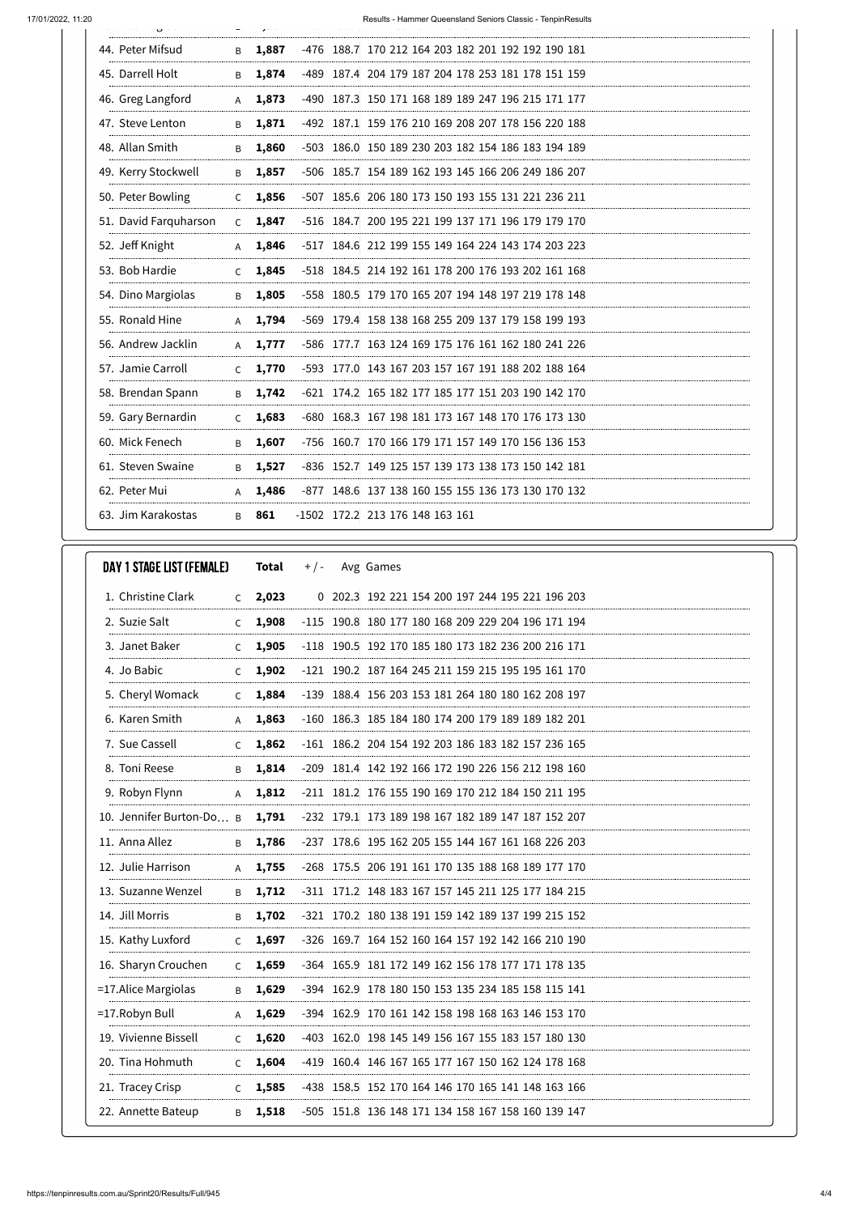| | | | | | | |
|---|---|---|---|---|---|---|
| 44. Peter Mifsud | B | **1,887** | -476 | 188.7 | 170 212 164 203 182 201 192 192 190 181 |
| 45. Darrell Holt | B | **1,874** | -489 | 187.4 | 204 179 187 204 178 253 181 178 151 159 |
| 46. Greg Langford | A | **1,873** | -490 | 187.3 | 150 171 168 189 189 247 196 215 171 177 |
| 47. Steve Lenton | B | **1,871** | -492 | 187.1 | 159 176 210 169 208 207 178 156 220 188 |
| 48. Allan Smith | B | **1,860** | -503 | 186.0 | 150 189 230 203 182 154 186 183 194 189 |
| 49. Kerry Stockwell | B | **1,857** | -506 | 185.7 | 154 189 162 193 145 166 206 249 186 207 |
| 50. Peter Bowling | C | **1,856** | -507 | 185.6 | 206 180 173 150 193 155 131 221 236 211 |
| 51. David Farquharson | C | **1,847** | -516 | 184.7 | 200 195 221 199 137 171 196 179 179 170 |
| 52. Jeff Knight | A | **1,846** | -517 | 184.6 | 212 199 155 149 164 224 143 174 203 223 |
| 53. Bob Hardie | C | **1,845** | -518 | 184.5 | 214 192 161 178 200 176 193 202 161 168 |
| 54. Dino Margiolas | B | **1,805** | -558 | 180.5 | 179 170 165 207 194 148 197 219 178 148 |
| 55. Ronald Hine | A | **1,794** | -569 | 179.4 | 158 138 168 255 209 137 179 158 199 193 |
| 56. Andrew Jacklin | A | **1,777** | -586 | 177.7 | 163 124 169 175 176 161 162 180 241 226 |
| 57. Jamie Carroll | C | **1,770** | -593 | 177.0 | 143 167 203 157 167 191 188 202 188 164 |
| 58. Brendan Spann | B | **1,742** | -621 | 174.2 | 165 182 177 185 177 151 203 190 142 170 |
| 59. Gary Bernardin | C | **1,683** | -680 | 168.3 | 167 198 181 173 167 148 170 176 173 130 |
| 60. Mick Fenech | B | **1,607** | -756 | 160.7 | 170 166 179 171 157 149 170 156 136 153 |
| 61. Steven Swaine | B | **1,527** | -836 | 152.7 | 149 125 157 139 173 138 173 150 142 181 |
| 62. Peter Mui | A | **1,486** | -877 | 148.6 | 137 138 160 155 155 136 173 130 170 132 |
| 63. Jim Karakostas | B | **861** | -1502 | 172.2 | 213 176 148 163 161 |

| DAY 1 STAGE LIST (FEMALE) | | Total | +/- | Avg | Games |
|---|---|---|---|---|---|
| 1. Christine Clark | C | **2,023** | 0 | 202.3 | 192 221 154 200 197 244 195 221 196 203 |
| 2. Suzie Salt | C | **1,908** | -115 | 190.8 | 180 177 180 168 209 229 204 196 171 194 |
| 3. Janet Baker | C | **1,905** | -118 | 190.5 | 192 170 185 180 173 182 236 200 216 171 |
| 4. Jo Babic | C | **1,902** | -121 | 190.2 | 187 164 245 211 159 215 195 195 161 170 |
| 5. Cheryl Womack | C | **1,884** | -139 | 188.4 | 156 203 153 181 264 180 180 162 208 197 |
| 6. Karen Smith | A | **1,863** | -160 | 186.3 | 185 184 180 174 200 179 189 189 182 201 |
| 7. Sue Cassell | C | **1,862** | -161 | 186.2 | 204 154 192 203 186 183 182 157 236 165 |
| 8. Toni Reese | B | **1,814** | -209 | 181.4 | 142 192 166 172 190 226 156 212 198 160 |
| 9. Robyn Flynn | A | **1,812** | -211 | 181.2 | 176 155 190 169 170 212 184 150 211 195 |
| 10. Jennifer Burton-Do... | B | **1,791** | -232 | 179.1 | 173 189 198 167 182 189 147 187 152 207 |
| 11. Anna Allez | B | **1,786** | -237 | 178.6 | 195 162 205 155 144 167 161 168 226 203 |
| 12. Julie Harrison | A | **1,755** | -268 | 175.5 | 206 191 161 170 135 188 168 189 177 170 |
| 13. Suzanne Wenzel | B | **1,712** | -311 | 171.2 | 148 183 167 157 145 211 125 177 184 215 |
| 14. Jill Morris | B | **1,702** | -321 | 170.2 | 180 138 191 159 142 189 137 199 215 152 |
| 15. Kathy Luxford | C | **1,697** | -326 | 169.7 | 164 152 160 164 157 192 142 166 210 190 |
| 16. Sharyn Crouchen | C | **1,659** | -364 | 165.9 | 181 172 149 162 156 178 177 171 178 135 |
| =17. Alice Margiolas | B | **1,629** | -394 | 162.9 | 178 180 150 153 135 234 185 158 115 141 |
| =17. Robyn Bull | A | **1,629** | -394 | 162.9 | 170 161 142 158 198 168 163 146 153 170 |
| 19. Vivienne Bissell | C | **1,620** | -403 | 162.0 | 198 145 149 156 167 155 183 157 180 130 |
| 20. Tina Hohmuth | C | **1,604** | -419 | 160.4 | 146 167 165 177 167 150 162 124 178 168 |
| 21. Tracey Crisp | C | **1,585** | -438 | 158.5 | 152 170 164 146 170 165 141 148 163 166 |
| 22. Annette Bateup | B | **1,518** | -505 | 151.8 | 136 148 171 134 158 167 158 160 139 147 |